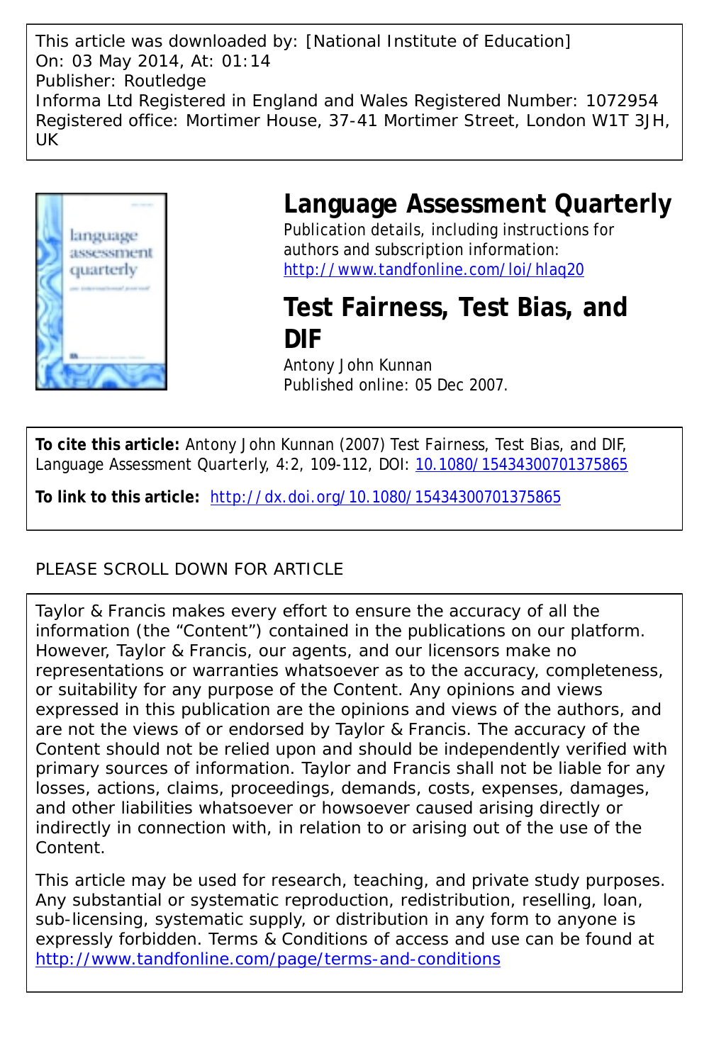This article was downloaded by: [National Institute of Education]
On: 03 May 2014, At: 01:14
Publisher: Routledge
Informa Ltd Registered in England and Wales Registered Number: 1072954
Registered office: Mortimer House, 37-41 Mortimer Street, London W1T 3JH, UK

# Language Assessment Quarterly

Publication details, including instructions for authors and subscription information:
http://www.tandfonline.com/loi/hlaq20

## Test Fairness, Test Bias, and DIF

Antony John Kunnan
Published online: 05 Dec 2007.

**To cite this article:** Antony John Kunnan (2007) Test Fairness, Test Bias, and DIF, Language Assessment Quarterly, 4:2, 109-112, DOI: 10.1080/15434300701375865

**To link to this article:** http://dx.doi.org/10.1080/15434300701375865

PLEASE SCROLL DOWN FOR ARTICLE

Taylor & Francis makes every effort to ensure the accuracy of all the information (the "Content") contained in the publications on our platform. However, Taylor & Francis, our agents, and our licensors make no representations or warranties whatsoever as to the accuracy, completeness, or suitability for any purpose of the Content. Any opinions and views expressed in this publication are the opinions and views of the authors, and are not the views of or endorsed by Taylor & Francis. The accuracy of the Content should not be relied upon and should be independently verified with primary sources of information. Taylor and Francis shall not be liable for any losses, actions, claims, proceedings, demands, costs, expenses, damages, and other liabilities whatsoever or howsoever caused arising directly or indirectly in connection with, in relation to or arising out of the use of the Content.

This article may be used for research, teaching, and private study purposes. Any substantial or systematic reproduction, redistribution, reselling, loan, sub-licensing, systematic supply, or distribution in any form to anyone is expressly forbidden. Terms & Conditions of access and use can be found at http://www.tandfonline.com/page/terms-and-conditions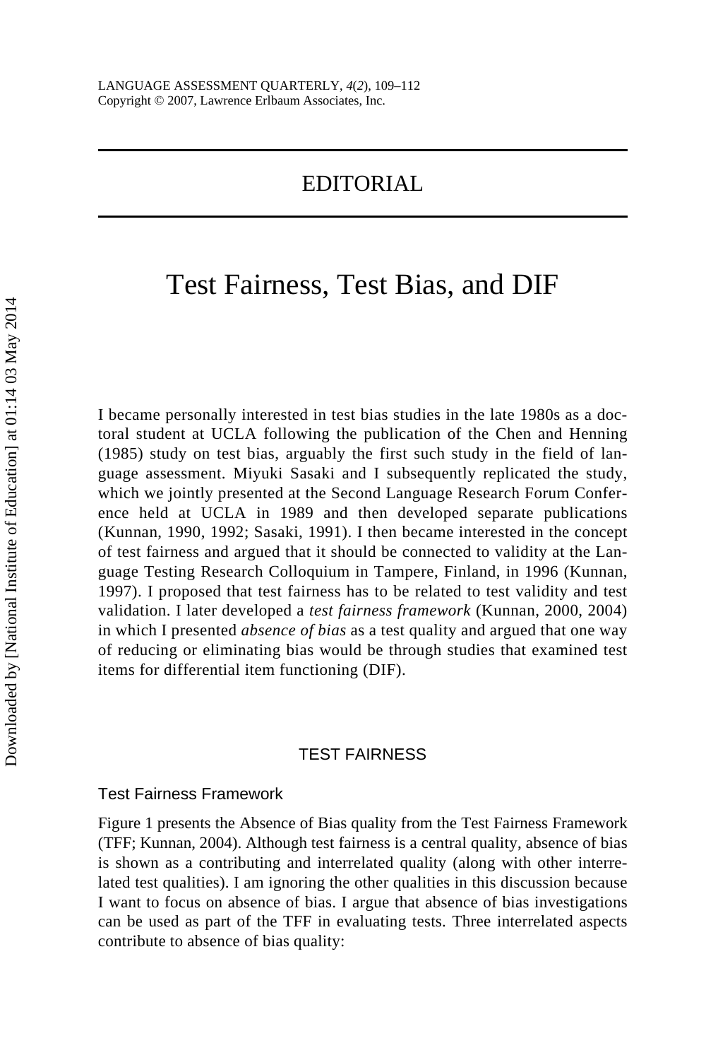# EDITORIAL

# Test Fairness, Test Bias, and DIF

I became personally interested in test bias studies in the late 1980s as a doctoral student at UCLA following the publication of the Chen and Henning (1985) study on test bias, arguably the first such study in the field of language assessment. Miyuki Sasaki and I subsequently replicated the study, which we jointly presented at the Second Language Research Forum Conference held at UCLA in 1989 and then developed separate publications (Kunnan, 1990, 1992; Sasaki, 1991). I then became interested in the concept of test fairness and argued that it should be connected to validity at the Language Testing Research Colloquium in Tampere, Finland, in 1996 (Kunnan, 1997). I proposed that test fairness has to be related to test validity and test validation. I later developed a *test fairness framework* (Kunnan, 2000, 2004) in which I presented *absence of bias* as a test quality and argued that one way of reducing or eliminating bias would be through studies that examined test items for differential item functioning (DIF).

## TEST FAIRNESS

### Test Fairness Framework

Figure 1 presents the Absence of Bias quality from the Test Fairness Framework (TFF; Kunnan, 2004). Although test fairness is a central quality, absence of bias is shown as a contributing and interrelated quality (along with other interrelated test qualities). I am ignoring the other qualities in this discussion because I want to focus on absence of bias. I argue that absence of bias investigations can be used as part of the TFF in evaluating tests. Three interrelated aspects contribute to absence of bias quality: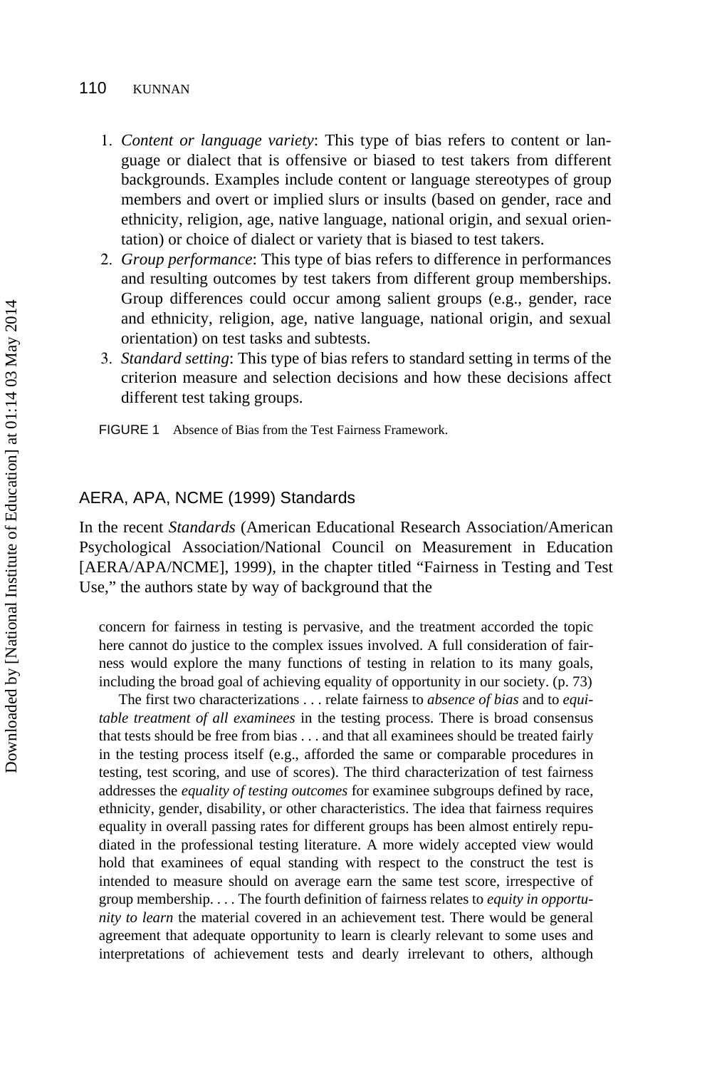1. *Content or language variety*: This type of bias refers to content or language or dialect that is offensive or biased to test takers from different backgrounds. Examples include content or language stereotypes of group members and overt or implied slurs or insults (based on gender, race and ethnicity, religion, age, native language, national origin, and sexual orientation) or choice of dialect or variety that is biased to test takers.
2. *Group performance*: This type of bias refers to difference in performances and resulting outcomes by test takers from different group memberships. Group differences could occur among salient groups (e.g., gender, race and ethnicity, religion, age, native language, national origin, and sexual orientation) on test tasks and subtests.
3. *Standard setting*: This type of bias refers to standard setting in terms of the criterion measure and selection decisions and how these decisions affect different test taking groups.

FIGURE 1 Absence of Bias from the Test Fairness Framework.

## AERA, APA, NCME (1999) Standards

In the recent *Standards* (American Educational Research Association/American Psychological Association/National Council on Measurement in Education [AERA/APA/NCME], 1999), in the chapter titled "Fairness in Testing and Test Use," the authors state by way of background that the

> concern for fairness in testing is pervasive, and the treatment accorded the topic here cannot do justice to the complex issues involved. A full consideration of fairness would explore the many functions of testing in relation to its many goals, including the broad goal of achieving equality of opportunity in our society. (p. 73)
>
> The first two characterizations . . . relate fairness to *absence of bias* and to *equitable treatment of all examinees* in the testing process. There is broad consensus that tests should be free from bias . . . and that all examinees should be treated fairly in the testing process itself (e.g., afforded the same or comparable procedures in testing, test scoring, and use of scores). The third characterization of test fairness addresses the *equality of testing outcomes* for examinee subgroups defined by race, ethnicity, gender, disability, or other characteristics. The idea that fairness requires equality in overall passing rates for different groups has been almost entirely repudiated in the professional testing literature. A more widely accepted view would hold that examinees of equal standing with respect to the construct the test is intended to measure should on average earn the same test score, irrespective of group membership. . . . The fourth definition of fairness relates to *equity in opportunity to learn* the material covered in an achievement test. There would be general agreement that adequate opportunity to learn is clearly relevant to some uses and interpretations of achievement tests and dearly irrelevant to others, although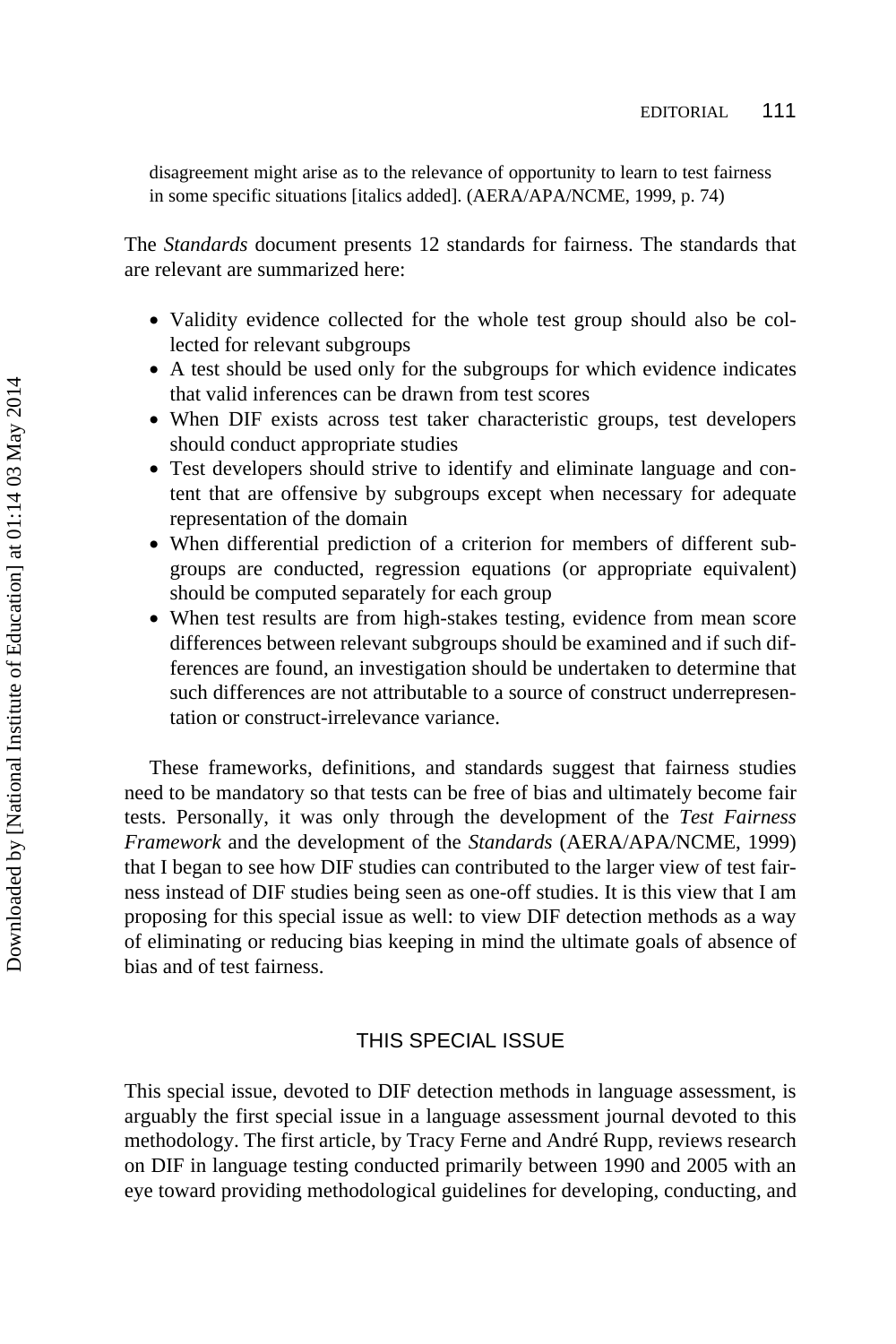> disagreement might arise as to the relevance of opportunity to learn to test fairness in some specific situations [italics added]. (AERA/APA/NCME, 1999, p. 74)

The *Standards* document presents 12 standards for fairness. The standards that are relevant are summarized here:

- Validity evidence collected for the whole test group should also be collected for relevant subgroups
- A test should be used only for the subgroups for which evidence indicates that valid inferences can be drawn from test scores
- When DIF exists across test taker characteristic groups, test developers should conduct appropriate studies
- Test developers should strive to identify and eliminate language and content that are offensive by subgroups except when necessary for adequate representation of the domain
- When differential prediction of a criterion for members of different subgroups are conducted, regression equations (or appropriate equivalent) should be computed separately for each group
- When test results are from high-stakes testing, evidence from mean score differences between relevant subgroups should be examined and if such differences are found, an investigation should be undertaken to determine that such differences are not attributable to a source of construct underrepresentation or construct-irrelevance variance.

These frameworks, definitions, and standards suggest that fairness studies need to be mandatory so that tests can be free of bias and ultimately become fair tests. Personally, it was only through the development of the *Test Fairness Framework* and the development of the *Standards* (AERA/APA/NCME, 1999) that I began to see how DIF studies can contributed to the larger view of test fairness instead of DIF studies being seen as one-off studies. It is this view that I am proposing for this special issue as well: to view DIF detection methods as a way of eliminating or reducing bias keeping in mind the ultimate goals of absence of bias and of test fairness.

## THIS SPECIAL ISSUE

This special issue, devoted to DIF detection methods in language assessment, is arguably the first special issue in a language assessment journal devoted to this methodology. The first article, by Tracy Ferne and André Rupp, reviews research on DIF in language testing conducted primarily between 1990 and 2005 with an eye toward providing methodological guidelines for developing, conducting, and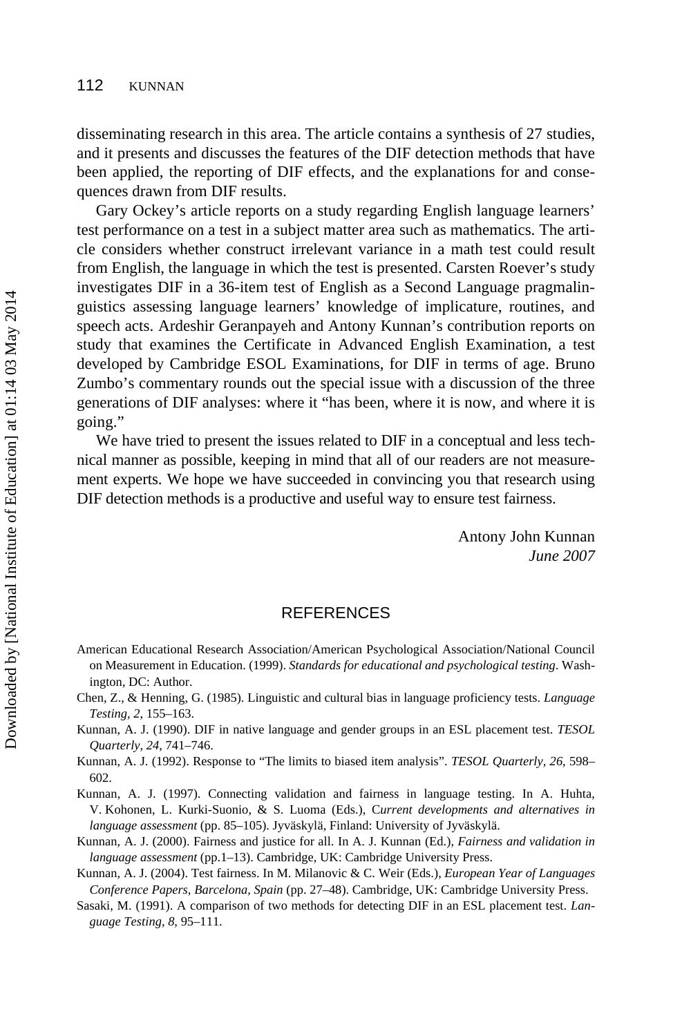disseminating research in this area. The article contains a synthesis of 27 studies, and it presents and discusses the features of the DIF detection methods that have been applied, the reporting of DIF effects, and the explanations for and consequences drawn from DIF results.

Gary Ockey's article reports on a study regarding English language learners' test performance on a test in a subject matter area such as mathematics. The article considers whether construct irrelevant variance in a math test could result from English, the language in which the test is presented. Carsten Roever's study investigates DIF in a 36-item test of English as a Second Language pragmalinguistics assessing language learners' knowledge of implicature, routines, and speech acts. Ardeshir Geranpayeh and Antony Kunnan's contribution reports on study that examines the Certificate in Advanced English Examination, a test developed by Cambridge ESOL Examinations, for DIF in terms of age. Bruno Zumbo's commentary rounds out the special issue with a discussion of the three generations of DIF analyses: where it "has been, where it is now, and where it is going."

We have tried to present the issues related to DIF in a conceptual and less technical manner as possible, keeping in mind that all of our readers are not measurement experts. We hope we have succeeded in convincing you that research using DIF detection methods is a productive and useful way to ensure test fairness.

Antony John Kunnan
*June 2007*

## REFERENCES

American Educational Research Association/American Psychological Association/National Council on Measurement in Education. (1999). *Standards for educational and psychological testing*. Washington, DC: Author.

Chen, Z., & Henning, G. (1985). Linguistic and cultural bias in language proficiency tests. *Language Testing, 2*, 155–163.

Kunnan, A. J. (1990). DIF in native language and gender groups in an ESL placement test. *TESOL Quarterly, 24*, 741–746.

Kunnan, A. J. (1992). Response to "The limits to biased item analysis". *TESOL Quarterly, 26*, 598–602.

Kunnan, A. J. (1997). Connecting validation and fairness in language testing. In A. Huhta, V. Kohonen, L. Kurki-Suonio, & S. Luoma (Eds.), C*urrent developments and alternatives in language assessment* (pp. 85–105). Jyväskylä, Finland: University of Jyväskylä.

Kunnan, A. J. (2000). Fairness and justice for all. In A. J. Kunnan (Ed.), *Fairness and validation in language assessment* (pp.1–13). Cambridge, UK: Cambridge University Press.

Kunnan, A. J. (2004). Test fairness. In M. Milanovic & C. Weir (Eds.), *European Year of Languages Conference Papers, Barcelona, Spain* (pp. 27–48). Cambridge, UK: Cambridge University Press.

Sasaki, M. (1991). A comparison of two methods for detecting DIF in an ESL placement test. *Language Testing, 8*, 95–111.